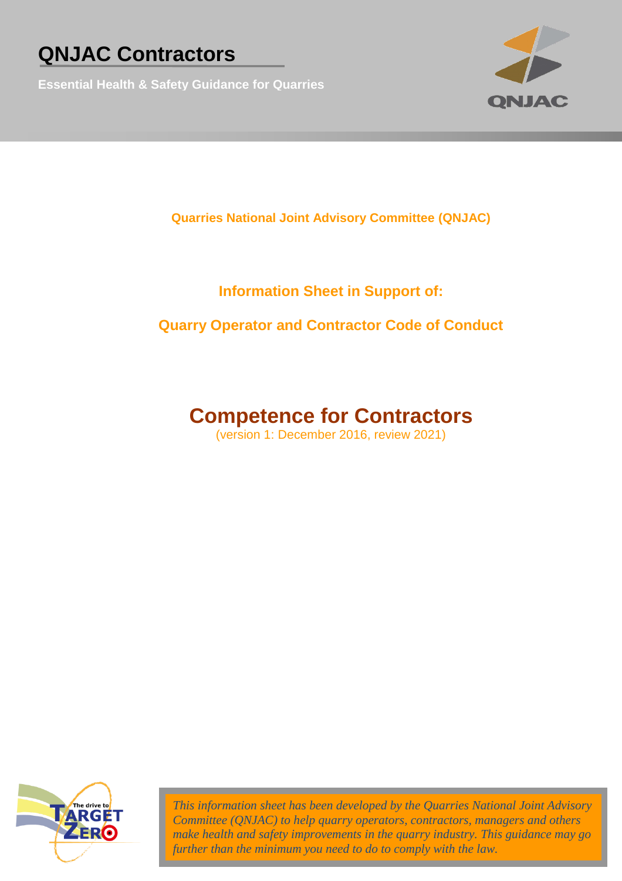# QNJAC Contractors

**Essential Health & Safety Guidance for Quarries**

**Quarries National Joint Advisory Committee (QNJAC)**

**Information Sheet in Support of:**

**Quarry Operator and Contractor Code of Conduct**

## Competence for Contractors

(version 1: December 2016, review 2021)

*This information sheet has been developed by the Quarries National Joint Advisory Committee (QNJAC) to help quarry operators, contractors, managers and others make health and safety improvements in the quarry industry. This guidance may go further than the minimum you need to do to comply with the law.*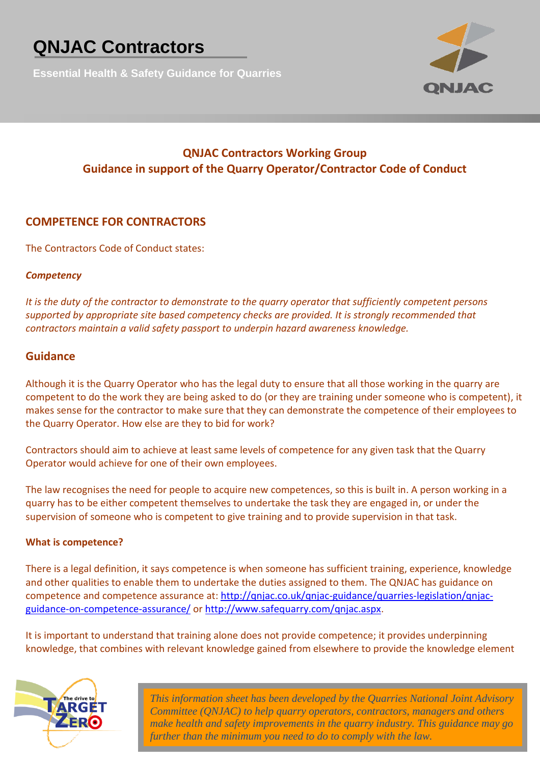# QNJAC Contractors

**Essential Health & Safety Guidance for Quarries**

## QNJAC Contractors Working Group
## Guidance in support of the Quarry Operator/Contractor Code of Conduct

## COMPETENCE FOR CONTRACTORS

The Contractors Code of Conduct states:

***Competency***

*It is the duty of the contractor to demonstrate to the quarry operator that sufficiently competent persons supported by appropriate site based competency checks are provided. It is strongly recommended that contractors maintain a valid safety passport to underpin hazard awareness knowledge.*

## Guidance

Although it is the Quarry Operator who has the legal duty to ensure that all those working in the quarry are competent to do the work they are being asked to do (or they are training under someone who is competent), it makes sense for the contractor to make sure that they can demonstrate the competence of their employees to the Quarry Operator. How else are they to bid for work?

Contractors should aim to achieve at least same levels of competence for any given task that the Quarry Operator would achieve for one of their own employees.

The law recognises the need for people to acquire new competences, so this is built in. A person working in a quarry has to be either competent themselves to undertake the task they are engaged in, or under the supervision of someone who is competent to give training and to provide supervision in that task.

### What is competence?

There is a legal definition, it says competence is when someone has sufficient training, experience, knowledge and other qualities to enable them to undertake the duties assigned to them. The QNJAC has guidance on competence and competence assurance at: http://qnjac.co.uk/qnjac-guidance/quarries-legislation/qnjac-guidance-on-competence-assurance/ or http://www.safequarry.com/qnjac.aspx.

It is important to understand that training alone does not provide competence; it provides underpinning knowledge, that combines with relevant knowledge gained from elsewhere to provide the knowledge element

*This information sheet has been developed by the Quarries National Joint Advisory Committee (QNJAC) to help quarry operators, contractors, managers and others make health and safety improvements in the quarry industry. This guidance may go further than the minimum you need to do to comply with the law.*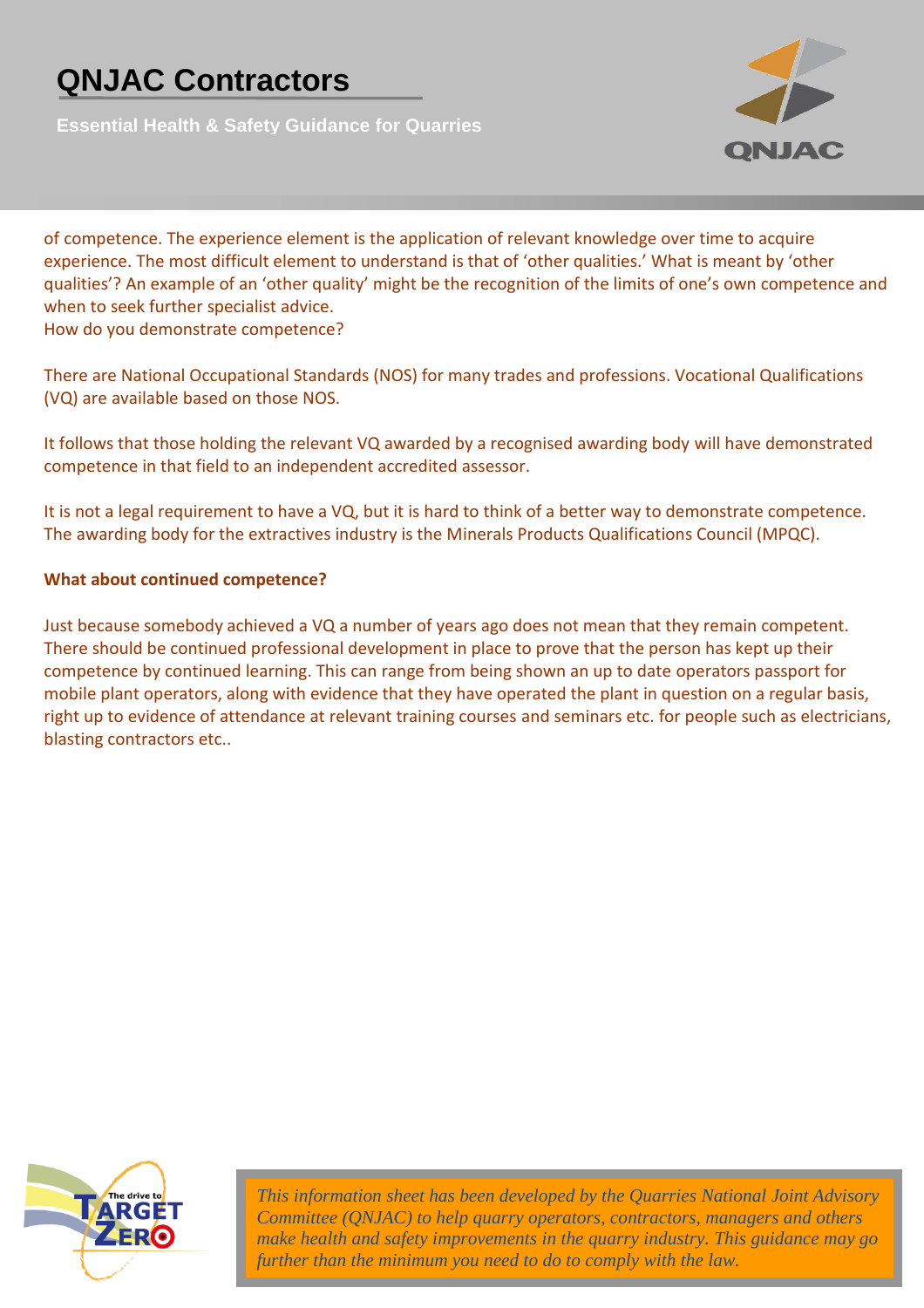of competence. The experience element is the application of relevant knowledge over time to acquire experience. The most difficult element to understand is that of 'other qualities.' What is meant by 'other qualities'? An example of an 'other quality' might be the recognition of the limits of one's own competence and when to seek further specialist advice.

How do you demonstrate competence?

There are National Occupational Standards (NOS) for many trades and professions. Vocational Qualifications (VQ) are available based on those NOS.

It follows that those holding the relevant VQ awarded by a recognised awarding body will have demonstrated competence in that field to an independent accredited assessor.

It is not a legal requirement to have a VQ, but it is hard to think of a better way to demonstrate competence. The awarding body for the extractives industry is the Minerals Products Qualifications Council (MPQC).

**What about continued competence?**

Just because somebody achieved a VQ a number of years ago does not mean that they remain competent. There should be continued professional development in place to prove that the person has kept up their competence by continued learning. This can range from being shown an up to date operators passport for mobile plant operators, along with evidence that they have operated the plant in question on a regular basis, right up to evidence of attendance at relevant training courses and seminars etc. for people such as electricians, blasting contractors etc..

*This information sheet has been developed by the Quarries National Joint Advisory Committee (QNJAC) to help quarry operators, contractors, managers and others make health and safety improvements in the quarry industry. This guidance may go further than the minimum you need to do to comply with the law.*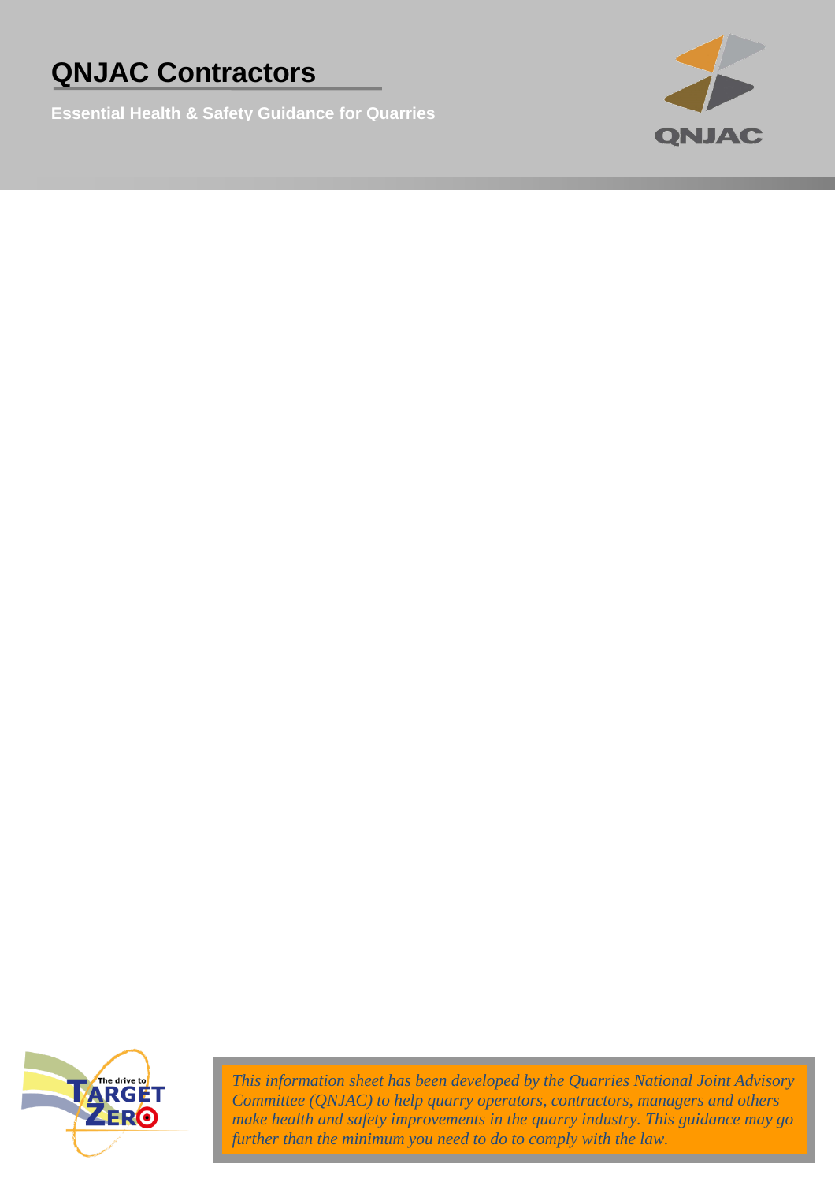# QNJAC Contractors

**Essential Health & Safety Guidance for Quarries**

*This information sheet has been developed by the Quarries National Joint Advisory Committee (QNJAC) to help quarry operators, contractors, managers and others make health and safety improvements in the quarry industry. This guidance may go further than the minimum you need to do to comply with the law.*